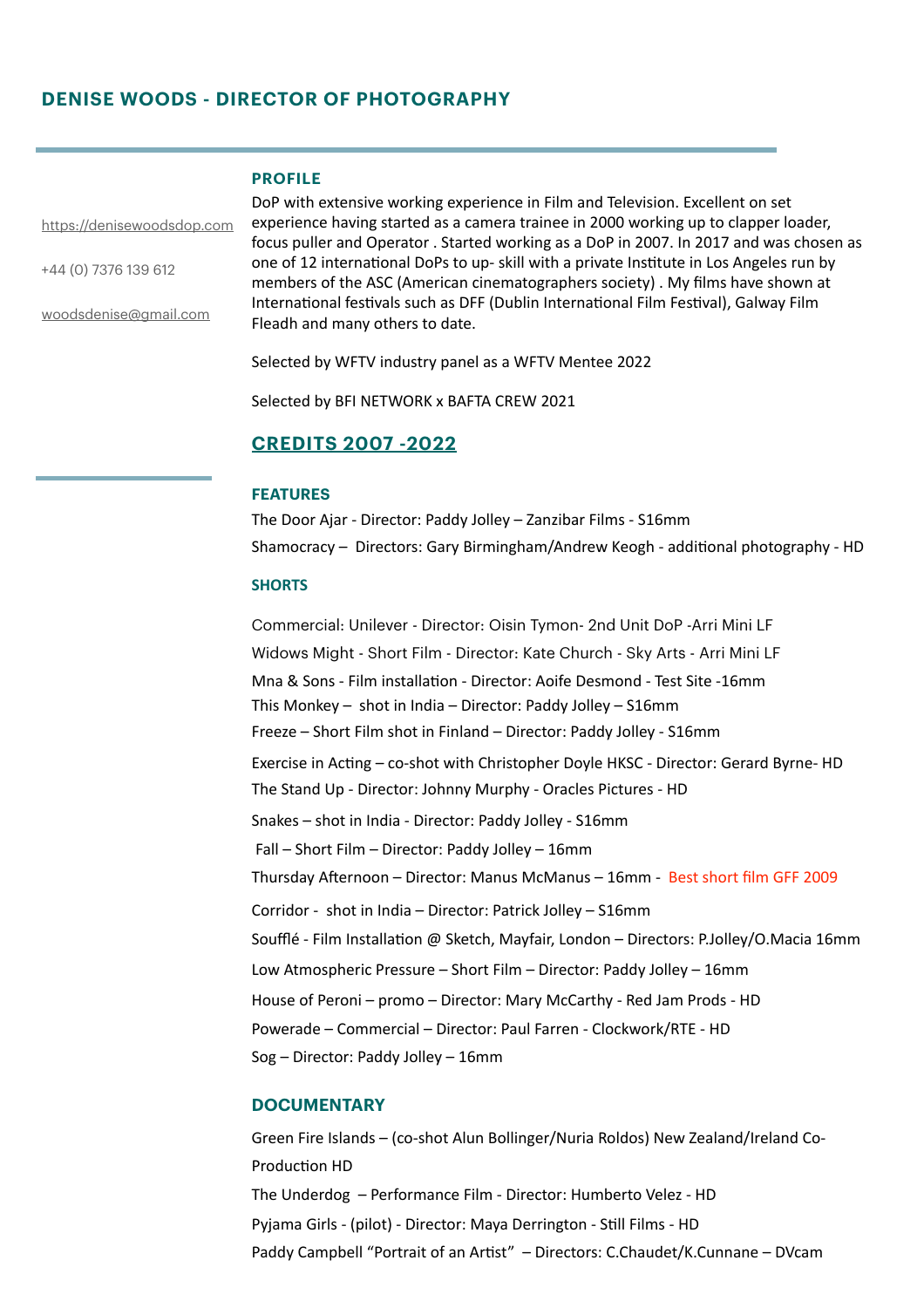# DENISE WOODS - DIRECTOR OF PHOTOGRAPHY

https://denisewoodsdop.com

+44 (0) 7376 139 612

woodsdenise@gmail.com

## PROFILE

DoP with extensive working experience in Film and Television. Excellent on set experience having started as a camera trainee in 2000 working up to clapper loader, focus puller and Operator . Started working as a DoP in 2007. In 2017 and was chosen as one of 12 international DoPs to up- skill with a private Institute in Los Angeles run by members of the ASC (American cinematographers society) . My films have shown at International festivals such as DFF (Dublin International Film Festival), Galway Film Fleadh and many others to date.

Selected by WFTV industry panel as a WFTV Mentee 2022

Selected by BFI NETWORK x BAFTA CREW 2021

## CREDITS 2007 -2022

### FEATURES

The Door Ajar - Director: Paddy Jolley – Zanzibar Films - S16mm

Shamocracy – Directors: Gary Birmingham/Andrew Keogh - additional photography - HD

### SHORTS

Commercial: Unilever - Director: Oisin Tymon- 2nd Unit DoP -Arri Mini LF

Widows Might - Short Film - Director: Kate Church - Sky Arts - Arri Mini LF

Mna & Sons - Film installation - Director: Aoife Desmond - Test Site -16mm

This Monkey – shot in India – Director: Paddy Jolley – S16mm

Freeze – Short Film shot in Finland – Director: Paddy Jolley - S16mm

Exercise in Acting – co-shot with Christopher Doyle HKSC - Director: Gerard Byrne- HD

The Stand Up - Director: Johnny Murphy - Oracles Pictures - HD

Snakes – shot in India - Director: Paddy Jolley - S16mm

Fall – Short Film – Director: Paddy Jolley – 16mm

Thursday Afternoon – Director: Manus McManus – 16mm - Best short film GFF 2009

Corridor - shot in India – Director: Patrick Jolley – S16mm

Soufflé - Film Installation @ Sketch, Mayfair, London – Directors: P.Jolley/O.Macia 16mm

Low Atmospheric Pressure – Short Film – Director: Paddy Jolley – 16mm

House of Peroni – promo – Director: Mary McCarthy - Red Jam Prods - HD

Powerade – Commercial – Director: Paul Farren - Clockwork/RTE - HD

Sog – Director: Paddy Jolley – 16mm

### DOCUMENTARY

Green Fire Islands – (co-shot Alun Bollinger/Nuria Roldos) New Zealand/Ireland Co-Production HD

The Underdog – Performance Film - Director: Humberto Velez - HD

Pyjama Girls - (pilot) - Director: Maya Derrington - Still Films - HD

Paddy Campbell "Portrait of an Artist" – Directors: C.Chaudet/K.Cunnane – DVcam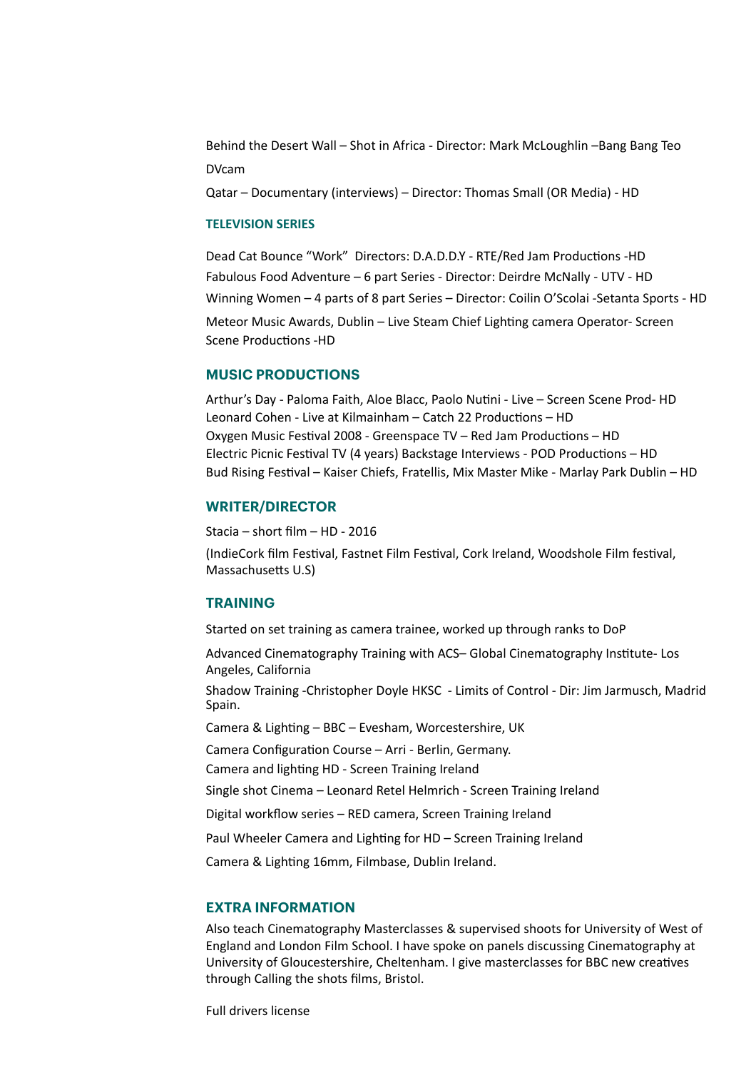Behind the Desert Wall – Shot in Africa - Director: Mark McLoughlin –Bang Bang Teo

DVcam

Qatar – Documentary (interviews) – Director: Thomas Small (OR Media) - HD

### TELEVISION SERIES

Dead Cat Bounce "Work" Directors: D.A.D.D.Y - RTE/Red Jam Productions -HD
Fabulous Food Adventure – 6 part Series - Director: Deirdre McNally - UTV - HD
Winning Women – 4 parts of 8 part Series – Director: Coilin O'Scolai -Setanta Sports - HD

Meteor Music Awards, Dublin – Live Steam Chief Lighting camera Operator- Screen Scene Productions -HD

## MUSIC PRODUCTIONS

Arthur's Day - Paloma Faith, Aloe Blacc, Paolo Nutini - Live – Screen Scene Prod- HD
Leonard Cohen - Live at Kilmainham – Catch 22 Productions – HD
Oxygen Music Festival 2008 - Greenspace TV – Red Jam Productions – HD
Electric Picnic Festival TV (4 years) Backstage Interviews - POD Productions – HD
Bud Rising Festival – Kaiser Chiefs, Fratellis, Mix Master Mike - Marlay Park Dublin – HD

## WRITER/DIRECTOR

Stacia – short film – HD - 2016

(IndieCork film Festival, Fastnet Film Festival, Cork Ireland, Woodshole Film festival, Massachusetts U.S)

## TRAINING

Started on set training as camera trainee, worked up through ranks to DoP

Advanced Cinematography Training with ACS– Global Cinematography Institute- Los Angeles, California

Shadow Training -Christopher Doyle HKSC - Limits of Control - Dir: Jim Jarmusch, Madrid Spain.

Camera & Lighting – BBC – Evesham, Worcestershire, UK

Camera Configuration Course – Arri - Berlin, Germany.

Camera and lighting HD - Screen Training Ireland

Single shot Cinema – Leonard Retel Helmrich - Screen Training Ireland

Digital workflow series – RED camera, Screen Training Ireland

Paul Wheeler Camera and Lighting for HD – Screen Training Ireland

Camera & Lighting 16mm, Filmbase, Dublin Ireland.

## EXTRA INFORMATION

Also teach Cinematography Masterclasses & supervised shoots for University of West of England and London Film School. I have spoke on panels discussing Cinematography at University of Gloucestershire, Cheltenham. I give masterclasses for BBC new creatives through Calling the shots films, Bristol.

Full drivers license